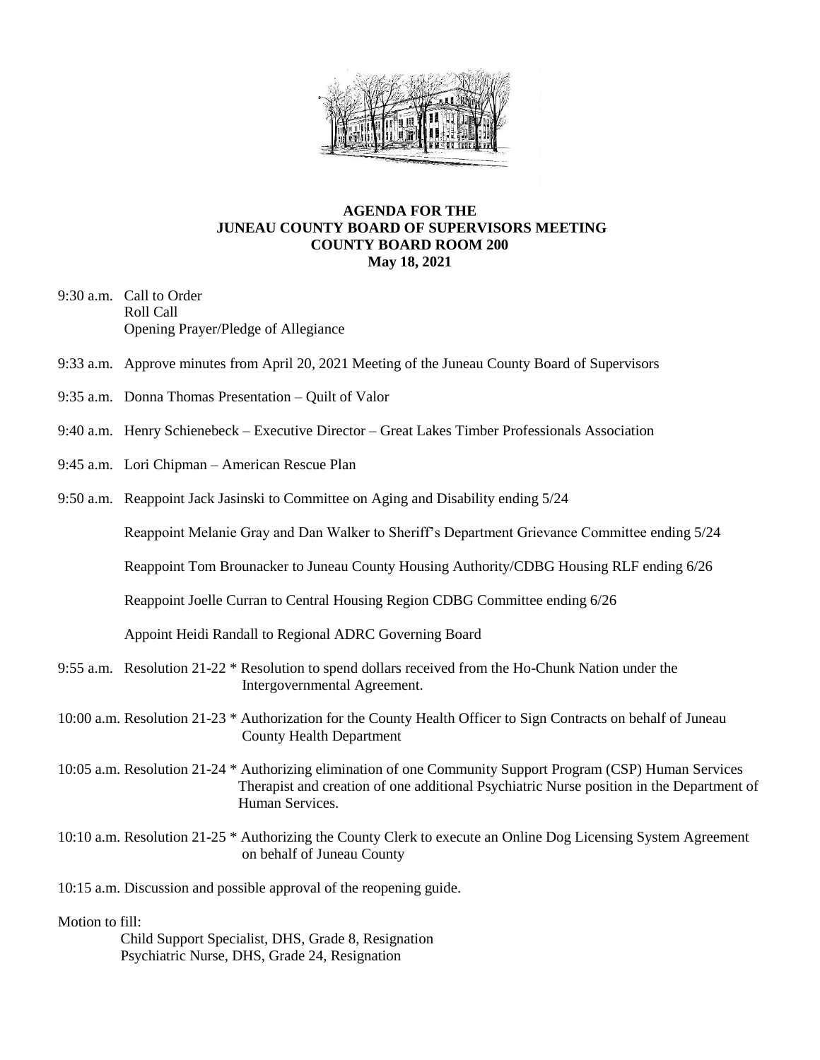**AGENDA FOR THE**
**JUNEAU COUNTY BOARD OF SUPERVISORS MEETING**
**COUNTY BOARD ROOM 200**
**May 18, 2021**

9:30 a.m. Call to Order
Roll Call
Opening Prayer/Pledge of Allegiance

9:33 a.m. Approve minutes from April 20, 2021 Meeting of the Juneau County Board of Supervisors

9:35 a.m. Donna Thomas Presentation – Quilt of Valor

9:40 a.m. Henry Schienebeck – Executive Director – Great Lakes Timber Professionals Association

9:45 a.m. Lori Chipman – American Rescue Plan

9:50 a.m. Reappoint Jack Jasinski to Committee on Aging and Disability ending 5/24

Reappoint Melanie Gray and Dan Walker to Sheriff's Department Grievance Committee ending 5/24

Reappoint Tom Brounacker to Juneau County Housing Authority/CDBG Housing RLF ending 6/26

Reappoint Joelle Curran to Central Housing Region CDBG Committee ending 6/26

Appoint Heidi Randall to Regional ADRC Governing Board

9:55 a.m. Resolution 21-22 * Resolution to spend dollars received from the Ho-Chunk Nation under the Intergovernmental Agreement.

10:00 a.m. Resolution 21-23 * Authorization for the County Health Officer to Sign Contracts on behalf of Juneau County Health Department

10:05 a.m. Resolution 21-24 * Authorizing elimination of one Community Support Program (CSP) Human Services Therapist and creation of one additional Psychiatric Nurse position in the Department of Human Services.

10:10 a.m. Resolution 21-25 * Authorizing the County Clerk to execute an Online Dog Licensing System Agreement on behalf of Juneau County

10:15 a.m. Discussion and possible approval of the reopening guide.

Motion to fill:
Child Support Specialist, DHS, Grade 8, Resignation
Psychiatric Nurse, DHS, Grade 24, Resignation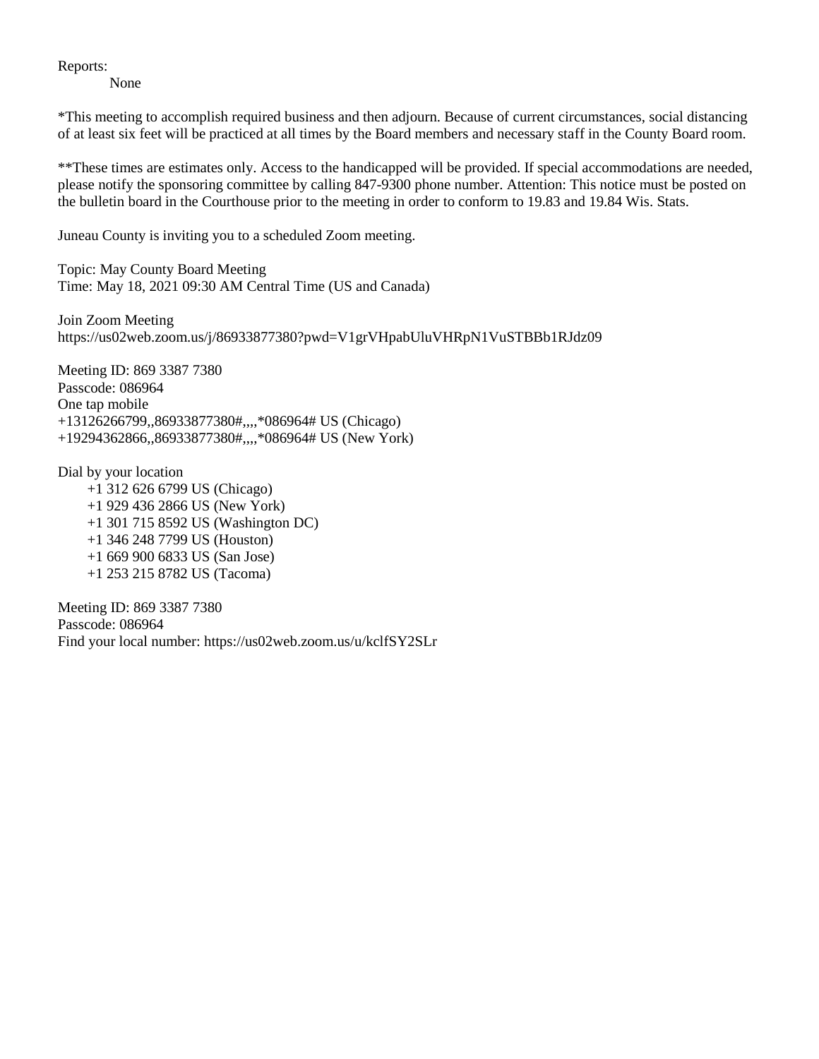Reports:

None

*This meeting to accomplish required business and then adjourn. Because of current circumstances, social distancing of at least six feet will be practiced at all times by the Board members and necessary staff in the County Board room.

**These times are estimates only. Access to the handicapped will be provided. If special accommodations are needed, please notify the sponsoring committee by calling 847-9300 phone number. Attention: This notice must be posted on the bulletin board in the Courthouse prior to the meeting in order to conform to 19.83 and 19.84 Wis. Stats.

Juneau County is inviting you to a scheduled Zoom meeting.

Topic: May County Board Meeting
Time: May 18, 2021 09:30 AM Central Time (US and Canada)

Join Zoom Meeting
https://us02web.zoom.us/j/86933877380?pwd=V1grVHpabUluVHRpN1VuSTBBb1RJdz09

Meeting ID: 869 3387 7380
Passcode: 086964
One tap mobile
+13126266799,,86933877380#,,,,*086964# US (Chicago)
+19294362866,,86933877380#,,,,*086964# US (New York)

Dial by your location

+1 312 626 6799 US (Chicago)
+1 929 436 2866 US (New York)
+1 301 715 8592 US (Washington DC)
+1 346 248 7799 US (Houston)
+1 669 900 6833 US (San Jose)
+1 253 215 8782 US (Tacoma)

Meeting ID: 869 3387 7380
Passcode: 086964
Find your local number: https://us02web.zoom.us/u/kclfSY2SLr